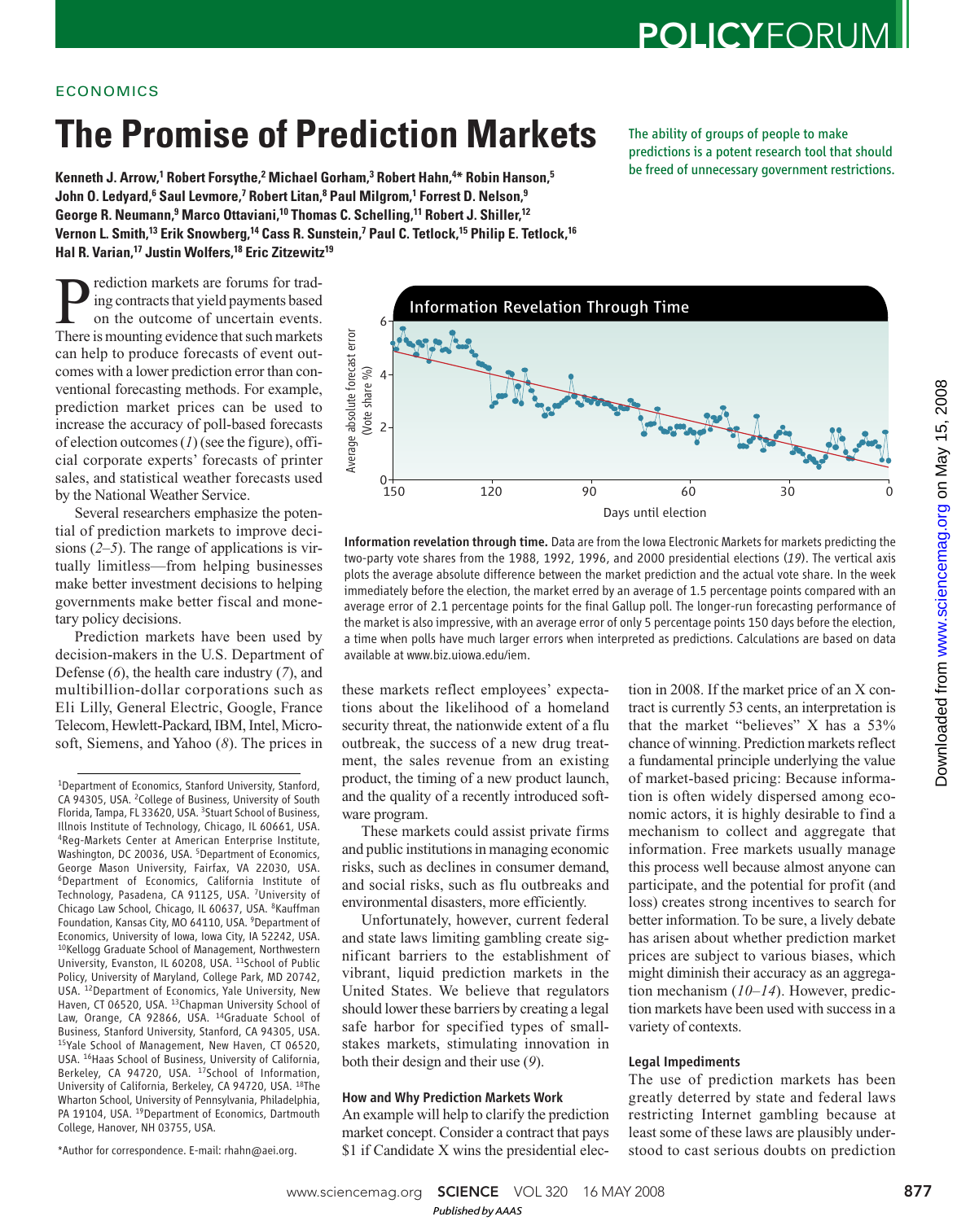ECONOMICS

# The Promise of Prediction Markets

**Kenneth J. Arrow,[1] Robert Forsythe,[2] Michael Gorham,[3] Robert Hahn,[4]* Robin Hanson,[5] John O. Ledyard,[6] Saul Levmore,[7] Robert Litan,[8] Paul Milgrom,[1] Forrest D. Nelson,[9] George R. Neumann,[9] Marco Ottaviani,[10] Thomas C. Schelling,[11] Robert J. Shiller,[12] Vernon L. Smith,[13] Erik Snowberg,[14] Cass R. Sunstein,[7] Paul C. Tetlock,[15] Philip E. Tetlock,[16] Hal R. Varian,[17] Justin Wolfers,[18] Eric Zitzewitz[19]**

The ability of groups of people to make predictions is a potent research tool that should be freed of unnecessary government restrictions.

Prediction markets are forums for trading contracts that yield payments based on the outcome of uncertain events. There is mounting evidence that such markets can help to produce forecasts of event outcomes with a lower prediction error than conventional forecasting methods. For example, prediction market prices can be used to increase the accuracy of poll-based forecasts of election outcomes (*1*) (see the figure), official corporate experts' forecasts of printer sales, and statistical weather forecasts used by the National Weather Service.

Several researchers emphasize the potential of prediction markets to improve decisions (*2–5*). The range of applications is virtually limitless—from helping businesses make better investment decisions to helping governments make better fiscal and monetary policy decisions.

Prediction markets have been used by decision-makers in the U.S. Department of Defense (*6*), the health care industry (*7*), and multibillion-dollar corporations such as Eli Lilly, General Electric, Google, France Telecom, Hewlett-Packard, IBM, Intel, Microsoft, Siemens, and Yahoo (*8*). The prices in these markets reflect employees' expectations about the likelihood of a homeland security threat, the nationwide extent of a flu outbreak, the success of a new drug treatment, the sales revenue from an existing product, the timing of a new product launch, and the quality of a recently introduced software program.

Information Revelation Through Time

Average absolute forecast error (Vote share %)

6
4
2
0

150 120 90 60 30 0

Days until election

**Information revelation through time.** Data are from the Iowa Electronic Markets for markets predicting the two-party vote shares from the 1988, 1992, 1996, and 2000 presidential elections (*19*). The vertical axis plots the average absolute difference between the market prediction and the actual vote share. In the week immediately before the election, the market erred by an average of 1.5 percentage points compared with an average error of 2.1 percentage points for the final Gallup poll. The longer-run forecasting performance of the market is also impressive, with an average error of only 5 percentage points 150 days before the election, a time when polls have much larger errors when interpreted as predictions. Calculations are based on data available at www.biz.uiowa.edu/iem.

These markets could assist private firms and public institutions in managing economic risks, such as declines in consumer demand, and social risks, such as flu outbreaks and environmental disasters, more efficiently.

Unfortunately, however, current federal and state laws limiting gambling create significant barriers to the establishment of vibrant, liquid prediction markets in the United States. We believe that regulators should lower these barriers by creating a legal safe harbor for specified types of small-stakes markets, stimulating innovation in both their design and their use (*9*).

### How and Why Prediction Markets Work

An example will help to clarify the prediction market concept. Consider a contract that pays $1 if Candidate X wins the presidential election in 2008. If the market price of an X contract is currently 53 cents, an interpretation is that the market "believes" X has a 53% chance of winning. Prediction markets reflect a fundamental principle underlying the value of market-based pricing: Because information is often widely dispersed among economic actors, it is highly desirable to find a mechanism to collect and aggregate that information. Free markets usually manage this process well because almost anyone can participate, and the potential for profit (and loss) creates strong incentives to search for better information. To be sure, a lively debate has arisen about whether prediction market prices are subject to various biases, which might diminish their accuracy as an aggregation mechanism (*10–14*). However, prediction markets have been used with success in a variety of contexts.

### Legal Impediments

The use of prediction markets has been greatly deterred by state and federal laws restricting Internet gambling because at least some of these laws are plausibly understood to cast serious doubts on prediction

[1]Department of Economics, Stanford University, Stanford, CA 94305, USA. [2]College of Business, University of South Florida, Tampa, FL 33620, USA. [3]Stuart School of Business, Illnois Institute of Technology, Chicago, IL 60661, USA. [4]Reg-Markets Center at American Enterprise Institute, Washington, DC 20036, USA. [5]Department of Economics, George Mason University, Fairfax, VA 22030, USA. [6]Department of Economics, California Institute of Technology, Pasadena, CA 91125, USA. [7]University of Chicago Law School, Chicago, IL 60637, USA. [8]Kauffman Foundation, Kansas City, MO 64110, USA. [9]Department of Economics, University of Iowa, Iowa City, IA 52242, USA. [10]Kellogg Graduate School of Management, Northwestern University, Evanston, IL 60208, USA. [11]School of Public Policy, University of Maryland, College Park, MD 20742, USA. [12]Department of Economics, Yale University, New Haven, CT 06520, USA. [13]Chapman University School of Law, Orange, CA 92866, USA. [14]Graduate School of Business, Stanford University, Stanford, CA 94305, USA. [15]Yale School of Management, New Haven, CT 06520, USA. [16]Haas School of Business, University of California, Berkeley, CA 94720, USA. [17]School of Information, University of California, Berkeley, CA 94720, USA. [18]The Wharton School, University of Pennsylvania, Philadelphia, PA 19104, USA. [19]Department of Economics, Dartmouth College, Hanover, NH 03755, USA.

*Author for correspondence. E-mail: rhahn@aei.org.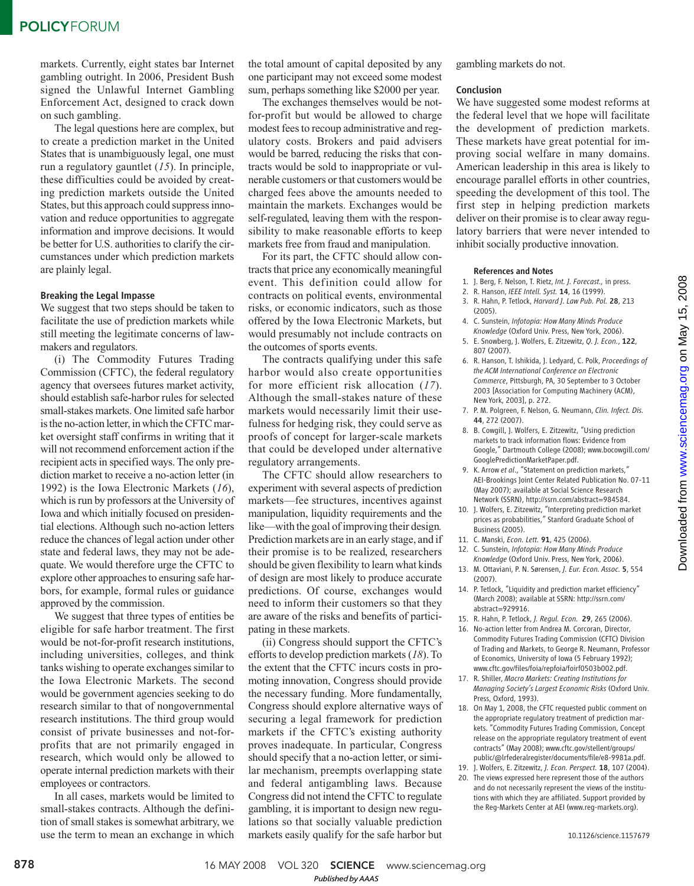markets. Currently, eight states bar Internet gambling outright. In 2006, President Bush signed the Unlawful Internet Gambling Enforcement Act, designed to crack down on such gambling.

The legal questions here are complex, but to create a prediction market in the United States that is unambiguously legal, one must run a regulatory gauntlet (*15*). In principle, these difficulties could be avoided by creating prediction markets outside the United States, but this approach could suppress innovation and reduce opportunities to aggregate information and improve decisions. It would be better for U.S. authorities to clarify the circumstances under which prediction markets are plainly legal.

### Breaking the Legal Impasse

We suggest that two steps should be taken to facilitate the use of prediction markets while still meeting the legitimate concerns of lawmakers and regulators.

(i) The Commodity Futures Trading Commission (CFTC), the federal regulatory agency that oversees futures market activity, should establish safe-harbor rules for selected small-stakes markets. One limited safe harbor is the no-action letter, in which the CFTC market oversight staff confirms in writing that it will not recommend enforcement action if the recipient acts in specified ways. The only prediction market to receive a no-action letter (in 1992) is the Iowa Electronic Markets (*16*), which is run by professors at the University of Iowa and which initially focused on presidential elections. Although such no-action letters reduce the chances of legal action under other state and federal laws, they may not be adequate. We would therefore urge the CFTC to explore other approaches to ensuring safe harbors, for example, formal rules or guidance approved by the commission.

We suggest that three types of entities be eligible for safe harbor treatment. The first would be not-for-profit research institutions, including universities, colleges, and think tanks wishing to operate exchanges similar to the Iowa Electronic Markets. The second would be government agencies seeking to do research similar to that of nongovernmental research institutions. The third group would consist of private businesses and not-for-profits that are not primarily engaged in research, which would only be allowed to operate internal prediction markets with their employees or contractors.

In all cases, markets would be limited to small-stakes contracts. Although the definition of small stakes is somewhat arbitrary, we use the term to mean an exchange in which the total amount of capital deposited by any one participant may not exceed some modest sum, perhaps something like $2000 per year.

The exchanges themselves would be not-for-profit but would be allowed to charge modest fees to recoup administrative and regulatory costs. Brokers and paid advisers would be barred, reducing the risks that contracts would be sold to inappropriate or vulnerable customers or that customers would be charged fees above the amounts needed to maintain the markets. Exchanges would be self-regulated, leaving them with the responsibility to make reasonable efforts to keep markets free from fraud and manipulation.

For its part, the CFTC should allow contracts that price any economically meaningful event. This definition could allow for contracts on political events, environmental risks, or economic indicators, such as those offered by the Iowa Electronic Markets, but would presumably not include contracts on the outcomes of sports events.

The contracts qualifying under this safe harbor would also create opportunities for more efficient risk allocation (*17*). Although the small-stakes nature of these markets would necessarily limit their usefulness for hedging risk, they could serve as proofs of concept for larger-scale markets that could be developed under alternative regulatory arrangements.

The CFTC should allow researchers to experiment with several aspects of prediction markets—fee structures, incentives against manipulation, liquidity requirements and the like—with the goal of improving their design. Prediction markets are in an early stage, and if their promise is to be realized, researchers should be given flexibility to learn what kinds of design are most likely to produce accurate predictions. Of course, exchanges would need to inform their customers so that they are aware of the risks and benefits of participating in these markets.

(ii) Congress should support the CFTC's efforts to develop prediction markets (*18*). To the extent that the CFTC incurs costs in promoting innovation, Congress should provide the necessary funding. More fundamentally, Congress should explore alternative ways of securing a legal framework for prediction markets if the CFTC's existing authority proves inadequate. In particular, Congress should specify that a no-action letter, or similar mechanism, preempts overlapping state and federal antigambling laws. Because Congress did not intend the CFTC to regulate gambling, it is important to design new regulations so that socially valuable prediction markets easily qualify for the safe harbor but gambling markets do not.

### Conclusion

We have suggested some modest reforms at the federal level that we hope will facilitate the development of prediction markets. These markets have great potential for improving social welfare in many domains. American leadership in this area is likely to encourage parallel efforts in other countries, speeding the development of this tool. The first step in helping prediction markets deliver on their promise is to clear away regulatory barriers that were never intended to inhibit socially productive innovation.

#### References and Notes

1. J. Berg, F. Nelson, T. Rietz, *Int. J. Forecast.*, in press.
2. R. Hanson, *IEEE Intell. Syst.* **14**, 16 (1999).
3. R. Hahn, P. Tetlock, *Harvard J. Law Pub. Pol.* **28**, 213 (2005).
4. C. Sunstein, *Infotopia: How Many Minds Produce Knowledge* (Oxford Univ. Press, New York, 2006).
5. E. Snowberg, J. Wolfers, E. Zitzewitz, *Q. J. Econ.*, **122**, 807 (2007).
6. R. Hanson, T. Ishikida, J. Ledyard, C. Polk, *Proceedings of the ACM International Conference on Electronic Commerce*, Pittsburgh, PA, 30 September to 3 October 2003 [Association for Computing Machinery (ACM), New York, 2003], p. 272.
7. P. M. Polgreen, F. Nelson, G. Neumann, *Clin. Infect. Dis.* **44**, 272 (2007).
8. B. Cowgill, J. Wolfers, E. Zitzewitz, "Using prediction markets to track information flows: Evidence from Google," Dartmouth College (2008); www.bocowgill.com/GooglePredictionMarketPaper.pdf.
9. K. Arrow *et al.*, "Statement on prediction markets," AEI-Brookings Joint Center Related Publication No. 07-11 (May 2007); available at Social Science Research Network (SSRN), http://ssrn.com/abstract=984584.
10. J. Wolfers, E. Zitzewitz, "Interpreting prediction market prices as probabilities," Stanford Graduate School of Business (2005).
11. C. Manski, *Econ. Lett.* **91**, 425 (2006).
12. C. Sunstein, *Infotopia: How Many Minds Produce Knowledge* (Oxford Univ. Press, New York, 2006).
13. M. Ottaviani, P. N. Sørensen, *J. Eur. Econ. Assoc.* **5**, 554 (2007).
14. P. Tetlock, "Liquidity and prediction market efficiency" (March 2008); available at SSRN: http://ssrn.com/abstract=929916.
15. R. Hahn, P. Tetlock, *J. Regul. Econ.* **29**, 265 (2006).
16. No-action letter from Andrea M. Corcoran, Director, Commodity Futures Trading Commission (CFTC) Division of Trading and Markets, to George R. Neumann, Professor of Economics, University of Iowa (5 February 1992); www.cftc.gov/files/foia/repfoia/foirf0503b002.pdf.
17. R. Shiller, *Macro Markets: Creating Institutions for Managing Society's Largest Economic Risks* (Oxford Univ. Press, Oxford, 1993).
18. On May 1, 2008, the CFTC requested public comment on the appropriate regulatory treatment of prediction markets. "Commodity Futures Trading Commission, Concept release on the appropriate regulatory treatment of event contracts" (May 2008); www.cftc.gov/stellent/groups/public/@lrfederalregister/documents/file/e8-9981a.pdf.
19. J. Wolfers, E. Zitzewitz, *J. Econ. Perspect.* **18**, 107 (2004).
20. The views expressed here represent those of the authors and do not necessarily represent the views of the institutions with which they are affiliated. Support provided by the Reg-Markets Center at AEI (www.reg-markets.org).

10.1126/science.1157679